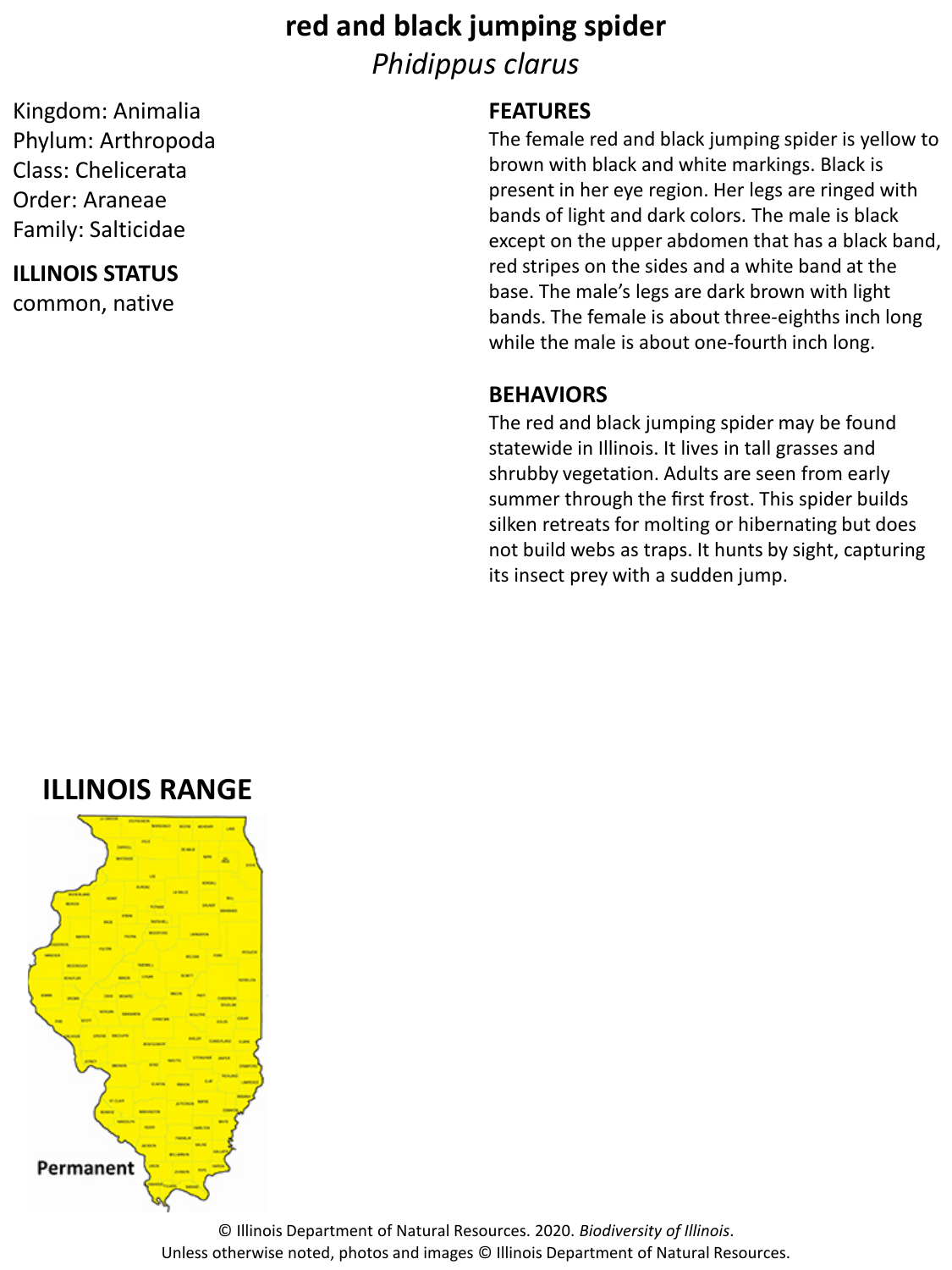# red and black jumping spider

*Phidippus clarus*

Kingdom: Animalia
Phylum: Arthropoda
Class: Chelicerata
Order: Araneae
Family: Salticidae

## ILLINOIS STATUS

common, native

## FEATURES

The female red and black jumping spider is yellow to brown with black and white markings. Black is present in her eye region. Her legs are ringed with bands of light and dark colors. The male is black except on the upper abdomen that has a black band, red stripes on the sides and a white band at the base. The male's legs are dark brown with light bands. The female is about three-eighths inch long while the male is about one-fourth inch long.

## BEHAVIORS

The red and black jumping spider may be found statewide in Illinois. It lives in tall grasses and shrubby vegetation. Adults are seen from early summer through the first frost. This spider builds silken retreats for molting or hibernating but does not build webs as traps. It hunts by sight, capturing its insect prey with a sudden jump.

## ILLINOIS RANGE

Permanent

© Illinois Department of Natural Resources. 2020. *Biodiversity of Illinois*.
Unless otherwise noted, photos and images © Illinois Department of Natural Resources.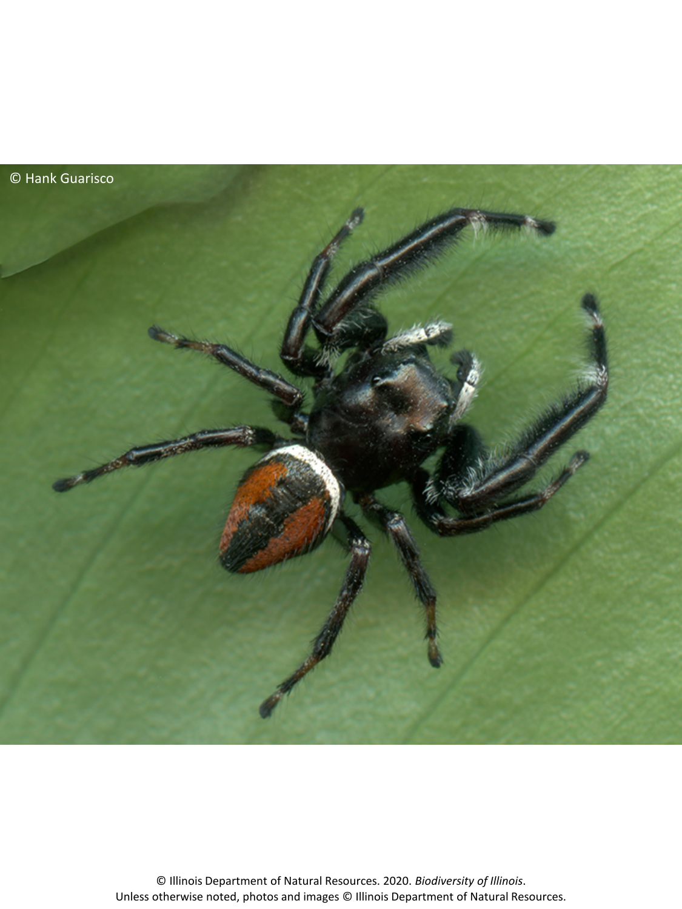© Hank Guarisco

© Illinois Department of Natural Resources. 2020. *Biodiversity of Illinois*.
Unless otherwise noted, photos and images © Illinois Department of Natural Resources.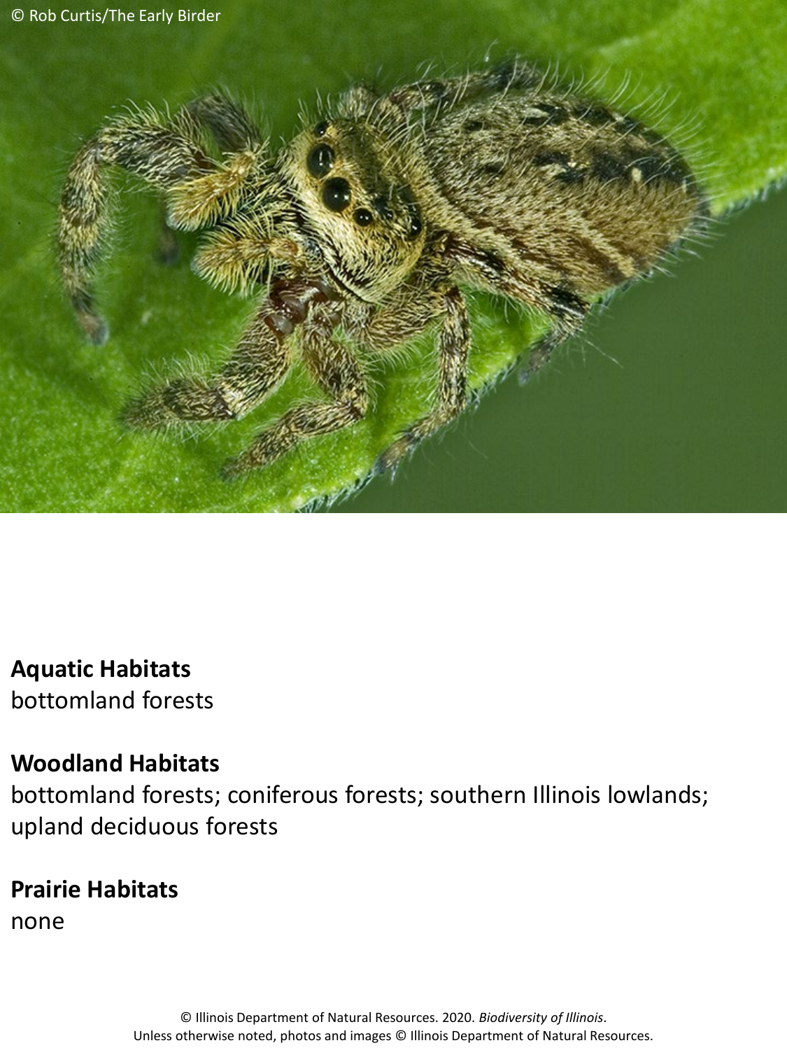© Rob Curtis/The Early Birder

**Aquatic Habitats**
bottomland forests

**Woodland Habitats**
bottomland forests; coniferous forests; southern Illinois lowlands; upland deciduous forests

**Prairie Habitats**
none

© Illinois Department of Natural Resources. 2020. *Biodiversity of Illinois*.
Unless otherwise noted, photos and images © Illinois Department of Natural Resources.